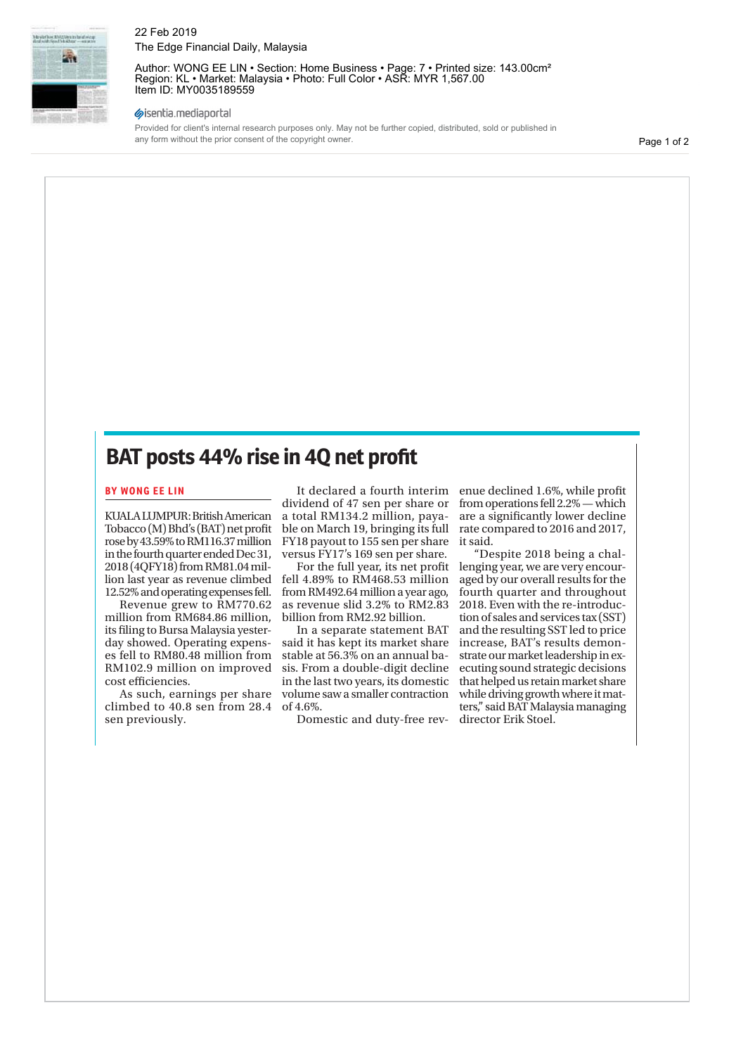# BAT posts 44% rise in 4Q net profit

**BY WONG EE LIN**

KUALA LUMPUR: British American Tobacco (M) Bhd's (BAT) net profit rose by 43.59% to RM116.37 million in the fourth quarter ended Dec 31, 2018 (4QFY18) from RM81.04 million last year as revenue climbed 12.52% and operating expenses fell.

Revenue grew to RM770.62 million from RM684.86 million, its filing to Bursa Malaysia yesterday showed. Operating expenses fell to RM80.48 million from RM102.9 million on improved cost efficiencies.

As such, earnings per share climbed to 40.8 sen from 28.4 sen previously.

It declared a fourth interim dividend of 47 sen per share or a total RM134.2 million, payable on March 19, bringing its full FY18 payout to 155 sen per share versus FY17's 169 sen per share.

For the full year, its net profit fell 4.89% to RM468.53 million from RM492.64 million a year ago, as revenue slid 3.2% to RM2.83 billion from RM2.92 billion.

In a separate statement BAT said it has kept its market share stable at 56.3% on an annual basis. From a double-digit decline in the last two years, its domestic volume saw a smaller contraction of 4.6%.

Domestic and duty-free revenue declined 1.6%, while profit from operations fell 2.2% — which are a significantly lower decline rate compared to 2016 and 2017, it said.

"Despite 2018 being a challenging year, we are very encouraged by our overall results for the fourth quarter and throughout 2018. Even with the re-introduction of sales and services tax (SST) and the resulting SST led to price increase, BAT's results demonstrate our market leadership in executing sound strategic decisions that helped us retain market share while driving growth where it matters," said BAT Malaysia managing director Erik Stoel.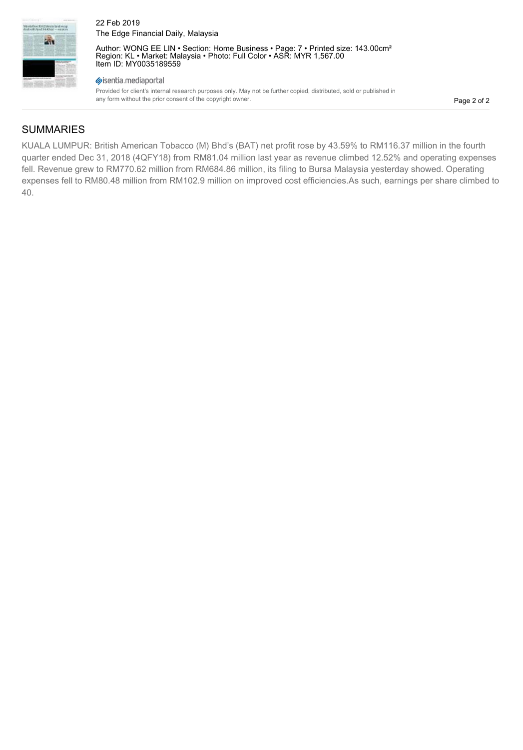22 Feb 2019
The Edge Financial Daily, Malaysia

Author: WONG EE LIN • Section: Home Business • Page: 7 • Printed size: 143.00cm² Region: KL • Market: Malaysia • Photo: Full Color • ASR: MYR 1,567.00
Item ID: MY0035189559

isentia.mediaportal

Provided for client's internal research purposes only. May not be further copied, distributed, sold or published in any form without the prior consent of the copyright owner.

## SUMMARIES

KUALA LUMPUR: British American Tobacco (M) Bhd's (BAT) net profit rose by 43.59% to RM116.37 million in the fourth quarter ended Dec 31, 2018 (4QFY18) from RM81.04 million last year as revenue climbed 12.52% and operating expenses fell. Revenue grew to RM770.62 million from RM684.86 million, its filing to Bursa Malaysia yesterday showed. Operating expenses fell to RM80.48 million from RM102.9 million on improved cost efficiencies.As such, earnings per share climbed to 40.